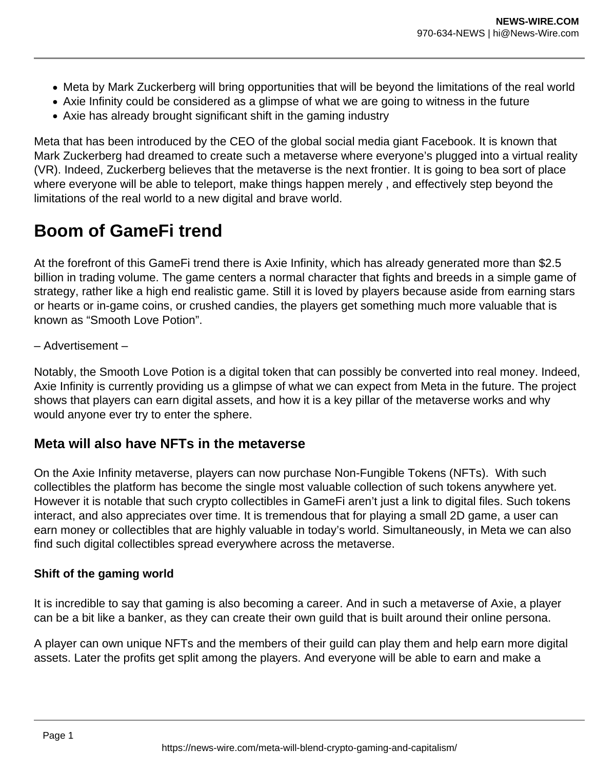- Meta by Mark Zuckerberg will bring opportunities that will be beyond the limitations of the real world
- Axie Infinity could be considered as a glimpse of what we are going to witness in the future
- Axie has already brought significant shift in the gaming industry

Meta that has been introduced by the CEO of the global social media giant Facebook. It is known that Mark Zuckerberg had dreamed to create such a metaverse where everyone's plugged into a virtual reality (VR). Indeed, Zuckerberg believes that the metaverse is the next frontier. It is going to bea sort of place where everyone will be able to teleport, make things happen merely , and effectively step beyond the limitations of the real world to a new digital and brave world.

# Boom of GameFi trend

At the forefront of this GameFi trend there is Axie Infinity, which has already generated more than $2.5 billion in trading volume. The game centers a normal character that fights and breeds in a simple game of strategy, rather like a high end realistic game. Still it is loved by players because aside from earning stars or hearts or in-game coins, or crushed candies, the players get something much more valuable that is known as "Smooth Love Potion".

– Advertisement –

Notably, the Smooth Love Potion is a digital token that can possibly be converted into real money. Indeed, Axie Infinity is currently providing us a glimpse of what we can expect from Meta in the future. The project shows that players can earn digital assets, and how it is a key pillar of the metaverse works and why would anyone ever try to enter the sphere.

## Meta will also have NFTs in the metaverse

On the Axie Infinity metaverse, players can now purchase Non-Fungible Tokens (NFTs). With such collectibles the platform has become the single most valuable collection of such tokens anywhere yet. However it is notable that such crypto collectibles in GameFi aren't just a link to digital files. Such tokens interact, and also appreciates over time. It is tremendous that for playing a small 2D game, a user can earn money or collectibles that are highly valuable in today's world. Simultaneously, in Meta we can also find such digital collectibles spread everywhere across the metaverse.

### Shift of the gaming world

It is incredible to say that gaming is also becoming a career. And in such a metaverse of Axie, a player can be a bit like a banker, as they can create their own guild that is built around their online persona.

A player can own unique NFTs and the members of their guild can play them and help earn more digital assets. Later the profits get split among the players. And everyone will be able to earn and make a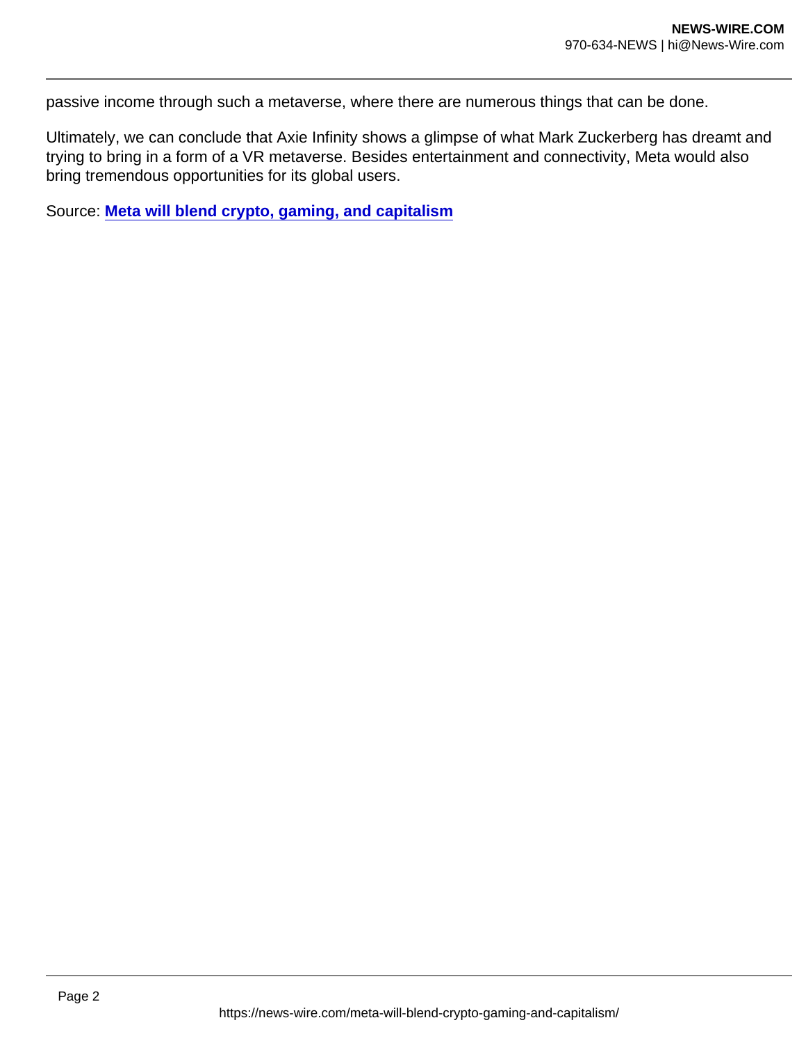passive income through such a metaverse, where there are numerous things that can be done.

Ultimately, we can conclude that Axie Infinity shows a glimpse of what Mark Zuckerberg has dreamt and trying to bring in a form of a VR metaverse. Besides entertainment and connectivity, Meta would also bring tremendous opportunities for its global users.

Source: **Meta will blend crypto, gaming, and capitalism**